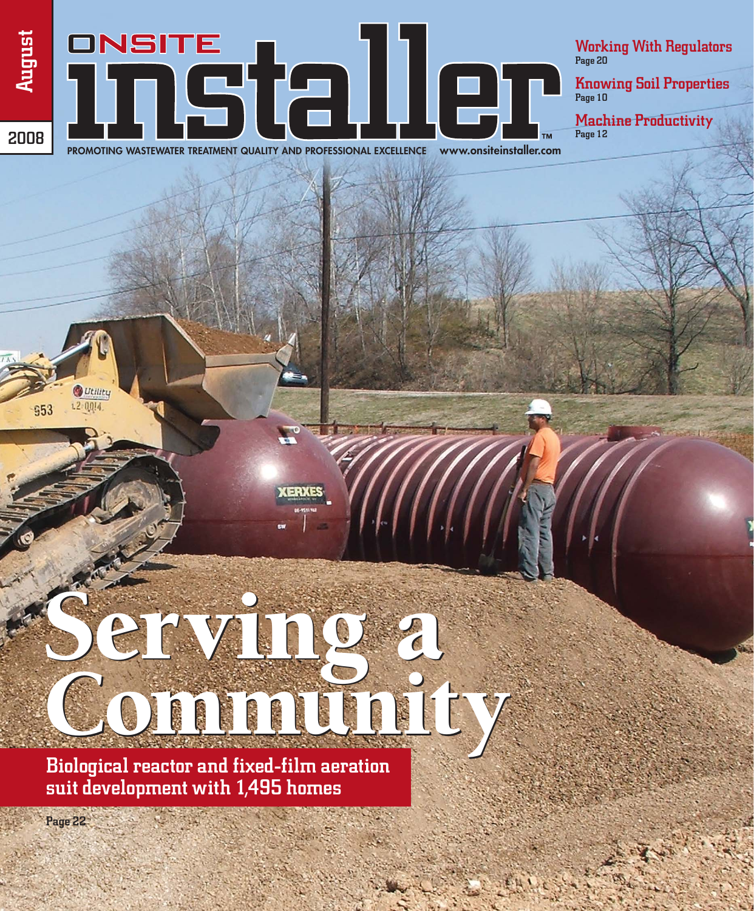August 2008

# ONSITE installer™

PROMOTING WASTEWATER TREATMENT QUALITY AND PROFESSIONAL EXCELLENCE www.onsiteinstaller.com

**Working With Regulators**
Page 20

**Knowing Soil Properties**
Page 10

**Machine Productivity**
Page 12

# Serving a Community

**Biological reactor and fixed-film aeration suit development with 1,495 homes**

Page 22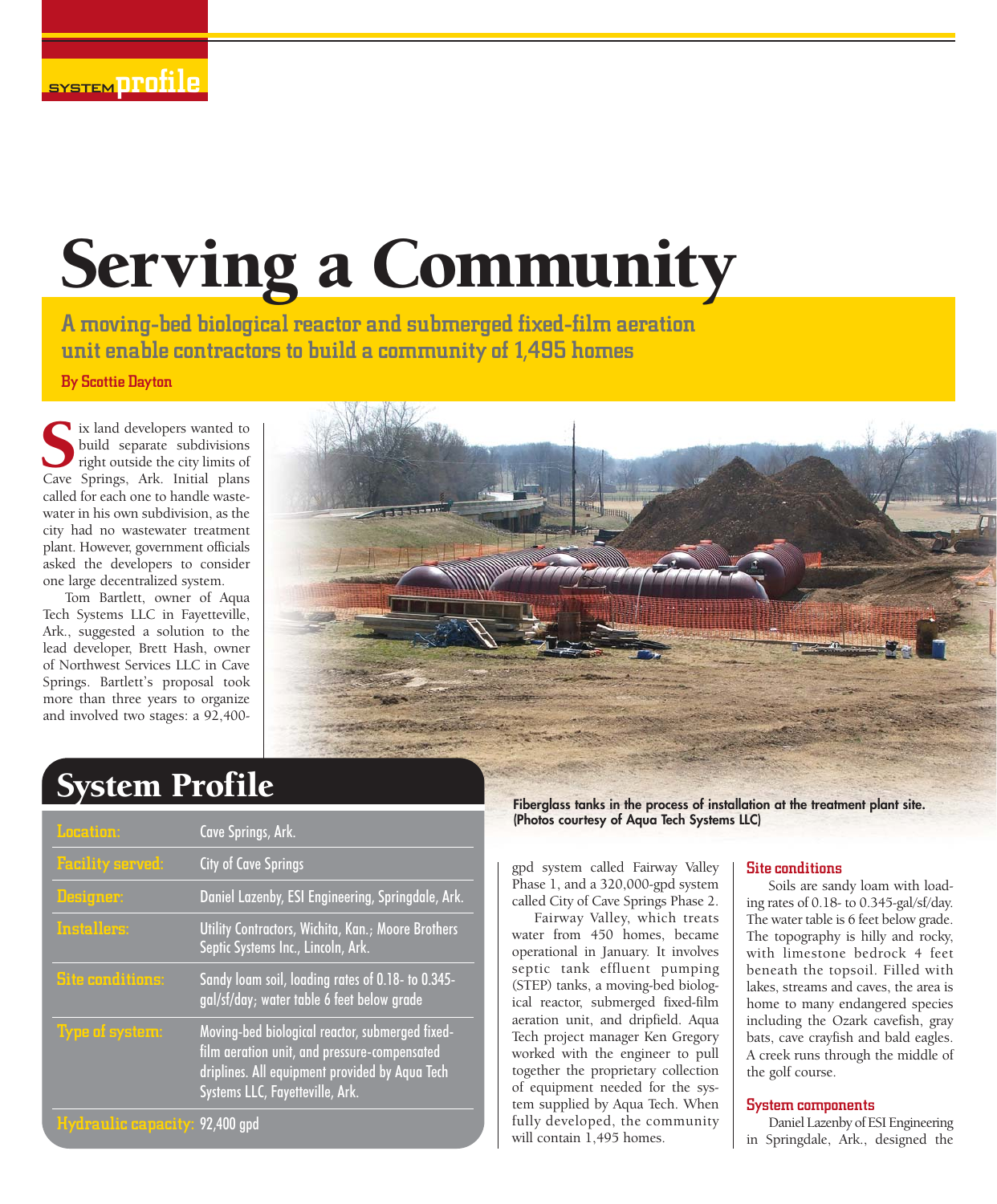# Serving a Community

**A moving-bed biological reactor and submerged fixed-film aeration unit enable contractors to build a community of 1,495 homes**

**By Scottie Dayton**

Six land developers wanted to build separate subdivisions right outside the city limits of Cave Springs, Ark. Initial plans called for each one to handle wastewater in his own subdivision, as the city had no wastewater treatment plant. However, government officials asked the developers to consider one large decentralized system.

Tom Bartlett, owner of Aqua Tech Systems LLC in Fayetteville, Ark., suggested a solution to the lead developer, Brett Hash, owner of Northwest Services LLC in Cave Springs. Bartlett's proposal took more than three years to organize and involved two stages: a 92,400-gpd system called Fairway Valley Phase 1, and a 320,000-gpd system called City of Cave Springs Phase 2.

Fairway Valley, which treats water from 450 homes, became operational in January. It involves septic tank effluent pumping (STEP) tanks, a moving-bed biological reactor, submerged fixed-film aeration unit, and dripfield. Aqua Tech project manager Ken Gregory worked with the engineer to pull together the proprietary collection of equipment needed for the system supplied by Aqua Tech. When fully developed, the community will contain 1,495 homes.

Fiberglass tanks in the process of installation at the treatment plant site. (Photos courtesy of Aqua Tech Systems LLC)

## System Profile

| | |
|---|---|
| **Location:** | Cave Springs, Ark. |
| **Facility served:** | City of Cave Springs |
| **Designer:** | Daniel Lazenby, ESI Engineering, Springdale, Ark. |
| **Installers:** | Utility Contractors, Wichita, Kan.; Moore Brothers Septic Systems Inc., Lincoln, Ark. |
| **Site conditions:** | Sandy loam soil, loading rates of 0.18- to 0.345-gal/sf/day; water table 6 feet below grade |
| **Type of system:** | Moving-bed biological reactor, submerged fixed-film aeration unit, and pressure-compensated driplines. All equipment provided by Aqua Tech Systems LLC, Fayetteville, Ark. |
| **Hydraulic capacity:** | 92,400 gpd |

### Site conditions

Soils are sandy loam with loading rates of 0.18- to 0.345-gal/sf/day. The water table is 6 feet below grade. The topography is hilly and rocky, with limestone bedrock 4 feet beneath the topsoil. Filled with lakes, streams and caves, the area is home to many endangered species including the Ozark cavefish, gray bats, cave crayfish and bald eagles. A creek runs through the middle of the golf course.

### System components

Daniel Lazenby of ESI Engineering in Springdale, Ark., designed the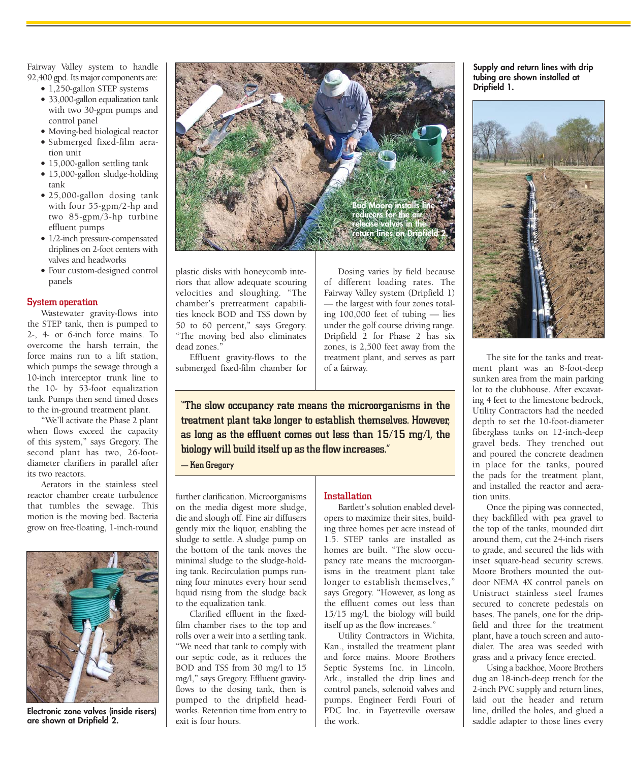Fairway Valley system to handle 92,400 gpd. Its major components are:

- 1,250-gallon STEP systems
- 33,000-gallon equalization tank with two 30-gpm pumps and control panel
- Moving-bed biological reactor
- Submerged fixed-film aeration unit
- 15,000-gallon settling tank
- 15,000-gallon sludge-holding tank
- 25,000-gallon dosing tank with four 55-gpm/2-hp and two 85-gpm/3-hp turbine effluent pumps
- 1/2-inch pressure-compensated driplines on 2-foot centers with valves and headworks
- Four custom-designed control panels

## System operation

Wastewater gravity-flows into the STEP tank, then is pumped to 2-, 4- or 6-inch force mains. To overcome the harsh terrain, the force mains run to a lift station, which pumps the sewage through a 10-inch interceptor trunk line to the 10- by 53-foot equalization tank. Pumps then send timed doses to the in-ground treatment plant.

"We'll activate the Phase 2 plant when flows exceed the capacity of this system," says Gregory. The second plant has two, 26-foot-diameter clarifiers in parallel after its two reactors.

Aerators in the stainless steel reactor chamber create turbulence that tumbles the sewage. This motion is the moving bed. Bacteria grow on free-floating, 1-inch-round plastic disks with honeycomb interiors that allow adequate scouring velocities and sloughing. "The chamber's pretreatment capabilities knock BOD and TSS down by 50 to 60 percent," says Gregory. "The moving bed also eliminates dead zones."

Effluent gravity-flows to the submerged fixed-film chamber for further clarification. Microorganisms on the media digest more sludge, die and slough off. Fine air diffusers gently mix the liquor, enabling the sludge to settle. A sludge pump on the bottom of the tank moves the minimal sludge to the sludge-holding tank. Recirculation pumps running four minutes every hour send liquid rising from the sludge back to the equalization tank.

Clarified effluent in the fixed-film chamber rises to the top and rolls over a weir into a settling tank. "We need that tank to comply with our septic code, as it reduces the BOD and TSS from 30 mg/l to 15 mg/l," says Gregory. Effluent gravity-flows to the dosing tank, then is pumped to the dripfield headworks. Retention time from entry to exit is four hours.

Dosing varies by field because of different loading rates. The Fairway Valley system (Dripfield 1) — the largest with four zones totaling 100,000 feet of tubing — lies under the golf course driving range. Dripfield 2 for Phase 2 has six zones, is 2,500 feet away from the treatment plant, and serves as part of a fairway.

Bud Moore installs line reducers for the air release valves in the return lines on Dripfield 2.

Electronic zone valves (inside risers) are shown at Dripfield 2.

> **"The slow occupancy rate means the microorganisms in the treatment plant take longer to establish themselves. However, as long as the effluent comes out less than 15/15 mg/l, the biology will build itself up as the flow increases."**
>
> **— Ken Gregory**

## Installation

Bartlett's solution enabled developers to maximize their sites, building three homes per acre instead of 1.5. STEP tanks are installed as homes are built. "The slow occupancy rate means the microorganisms in the treatment plant take longer to establish themselves," says Gregory. "However, as long as the effluent comes out less than 15/15 mg/l, the biology will build itself up as the flow increases."

Utility Contractors in Wichita, Kan., installed the treatment plant and force mains. Moore Brothers Septic Systems Inc. in Lincoln, Ark., installed the drip lines and control panels, solenoid valves and pumps. Engineer Ferdi Fouri of PDC Inc. in Fayetteville oversaw the work.

**Supply and return lines with drip tubing are shown installed at Dripfield 1.**

The site for the tanks and treatment plant was an 8-foot-deep sunken area from the main parking lot to the clubhouse. After excavating 4 feet to the limestone bedrock, Utility Contractors had the needed depth to set the 10-foot-diameter fiberglass tanks on 12-inch-deep gravel beds. They trenched out and poured the concrete deadmen in place for the tanks, poured the pads for the treatment plant, and installed the reactor and aeration units.

Once the piping was connected, they backfilled with pea gravel to the top of the tanks, mounded dirt around them, cut the 24-inch risers to grade, and secured the lids with inset square-head security screws. Moore Brothers mounted the outdoor NEMA 4X control panels on Unistruct stainless steel frames secured to concrete pedestals on bases. The panels, one for the dripfield and three for the treatment plant, have a touch screen and autodialer. The area was seeded with grass and a privacy fence erected.

Using a backhoe, Moore Brothers dug an 18-inch-deep trench for the 2-inch PVC supply and return lines, laid out the header and return line, drilled the holes, and glued a saddle adapter to those lines every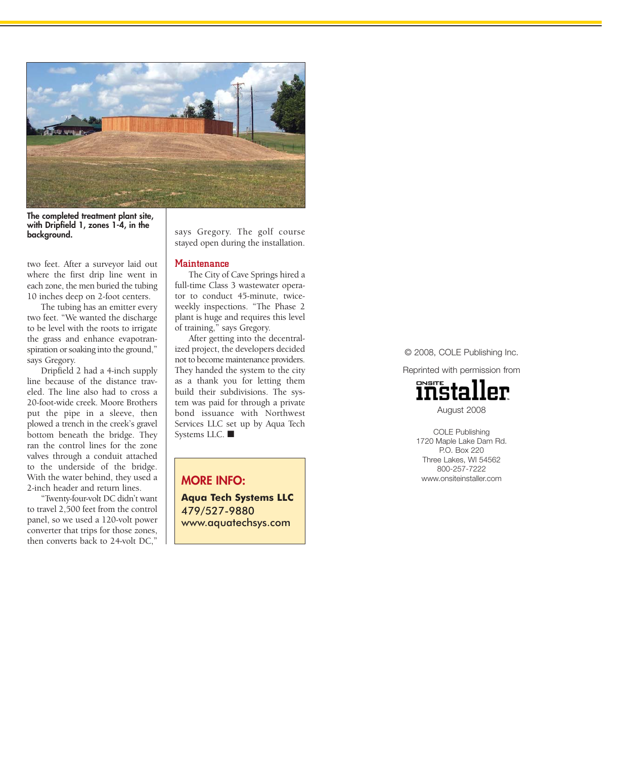The completed treatment plant site, with Dripfield 1, zones 1-4, in the background.

two feet. After a surveyor laid out where the first drip line went in each zone, the men buried the tubing 10 inches deep on 2-foot centers.

The tubing has an emitter every two feet. "We wanted the discharge to be level with the roots to irrigate the grass and enhance evapotranspiration or soaking into the ground," says Gregory.

Dripfield 2 had a 4-inch supply line because of the distance traveled. The line also had to cross a 20-foot-wide creek. Moore Brothers put the pipe in a sleeve, then plowed a trench in the creek's gravel bottom beneath the bridge. They ran the control lines for the zone valves through a conduit attached to the underside of the bridge. With the water behind, they used a 2-inch header and return lines.

"Twenty-four-volt DC didn't want to travel 2,500 feet from the control panel, so we used a 120-volt power converter that trips for those zones, then converts back to 24-volt DC," says Gregory. The golf course stayed open during the installation.

## Maintenance

The City of Cave Springs hired a full-time Class 3 wastewater operator to conduct 45-minute, twice-weekly inspections. "The Phase 2 plant is huge and requires this level of training," says Gregory.

After getting into the decentralized project, the developers decided not to become maintenance providers. They handed the system to the city as a thank you for letting them build their subdivisions. The system was paid for through a private bond issuance with Northwest Services LLC set up by Aqua Tech Systems LLC. ■

**MORE INFO:**

**Aqua Tech Systems LLC**
479/527-9880
www.aquatechsys.com

© 2008, COLE Publishing Inc.

Reprinted with permission from

ONSITE installer

August 2008

COLE Publishing
1720 Maple Lake Dam Rd.
P.O. Box 220
Three Lakes, WI 54562
800-257-7222
www.onsiteinstaller.com